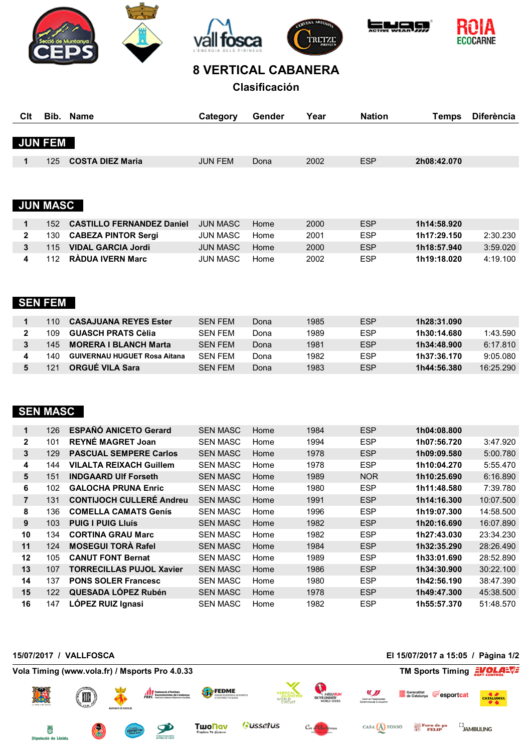# 8 VERTICAL CABANERA

## Clasificación

| Clt | Bib. | Name | Category | Gender | Year | Nation | Temps | Diferència |
|---|---|---|---|---|---|---|---|---|
| **JUN FEM** | | | | | | | | |
| 1 | 125 | **COSTA DIEZ Maria** | JUN FEM | Dona | 2002 | ESP | **2h08:42.070** | |
| **JUN MASC** | | | | | | | | |
| 1 | 152 | **CASTILLO FERNANDEZ Daniel** | JUN MASC | Home | 2000 | ESP | **1h14:58.920** | |
| 2 | 130 | **CABEZA PINTOR Sergi** | JUN MASC | Home | 2001 | ESP | **1h17:29.150** | 2:30.230 |
| 3 | 115 | **VIDAL GARCIA Jordi** | JUN MASC | Home | 2000 | ESP | **1h18:57.940** | 3:59.020 |
| 4 | 112 | **RÀDUA IVERN Marc** | JUN MASC | Home | 2002 | ESP | **1h19:18.020** | 4:19.100 |
| **SEN FEM** | | | | | | | | |
| 1 | 110 | **CASAJUANA REYES Ester** | SEN FEM | Dona | 1985 | ESP | **1h28:31.090** | |
| 2 | 109 | **GUASCH PRATS Cèlia** | SEN FEM | Dona | 1989 | ESP | **1h30:14.680** | 1:43.590 |
| 3 | 145 | **MORERA I BLANCH Marta** | SEN FEM | Dona | 1981 | ESP | **1h34:48.900** | 6:17.810 |
| 4 | 140 | **GUIVERNAU HUGUET Rosa Aitana** | SEN FEM | Dona | 1982 | ESP | **1h37:36.170** | 9:05.080 |
| 5 | 121 | **ORGUÉ VILA Sara** | SEN FEM | Dona | 1983 | ESP | **1h44:56.380** | 16:25.290 |
| **SEN MASC** | | | | | | | | |
| 1 | 126 | **ESPAÑÓ ANICETO Gerard** | SEN MASC | Home | 1984 | ESP | **1h04:08.800** | |
| 2 | 101 | **REYNÉ MAGRET Joan** | SEN MASC | Home | 1994 | ESP | **1h07:56.720** | 3:47.920 |
| 3 | 129 | **PASCUAL SEMPERE Carlos** | SEN MASC | Home | 1978 | ESP | **1h09:09.580** | 5:00.780 |
| 4 | 144 | **VILALTA REIXACH Guillem** | SEN MASC | Home | 1978 | ESP | **1h10:04.270** | 5:55.470 |
| 5 | 151 | **INDGAARD Ulf Forseth** | SEN MASC | Home | 1989 | NOR | **1h10:25.690** | 6:16.890 |
| 6 | 102 | **GALOCHA PRUNA Enric** | SEN MASC | Home | 1980 | ESP | **1h11:48.580** | 7:39.780 |
| 7 | 131 | **CONTIJOCH CULLERÉ Andreu** | SEN MASC | Home | 1991 | ESP | **1h14:16.300** | 10:07.500 |
| 8 | 136 | **COMELLA CAMATS Genís** | SEN MASC | Home | 1996 | ESP | **1h19:07.300** | 14:58.500 |
| 9 | 103 | **PUIG I PUIG Lluís** | SEN MASC | Home | 1982 | ESP | **1h20:16.690** | 16:07.890 |
| 10 | 134 | **CORTINA GRAU Marc** | SEN MASC | Home | 1982 | ESP | **1h27:43.030** | 23:34.230 |
| 11 | 124 | **MOSEGUI TORÀ Rafel** | SEN MASC | Home | 1984 | ESP | **1h32:35.290** | 28:26.490 |
| 12 | 105 | **CANUT FONT Bernat** | SEN MASC | Home | 1989 | ESP | **1h33:01.690** | 28:52.890 |
| 13 | 107 | **TORRECILLAS PUJOL Xavier** | SEN MASC | Home | 1986 | ESP | **1h34:30.900** | 30:22.100 |
| 14 | 137 | **PONS SOLER Francesc** | SEN MASC | Home | 1980 | ESP | **1h42:56.190** | 38:47.390 |
| 15 | 122 | **QUESADA LÓPEZ Rubén** | SEN MASC | Home | 1978 | ESP | **1h49:47.300** | 45:38.500 |
| 16 | 147 | **LÓPEZ RUIZ Ignasi** | SEN MASC | Home | 1982 | ESP | **1h55:57.370** | 51:48.570 |

**15/07/2017 / VALLFOSCA** **El 15/07/2017 a 15:05**

**Vola Timing (www.vola.fr) / Msports Pro 4.0.33** **TM Sports Timing**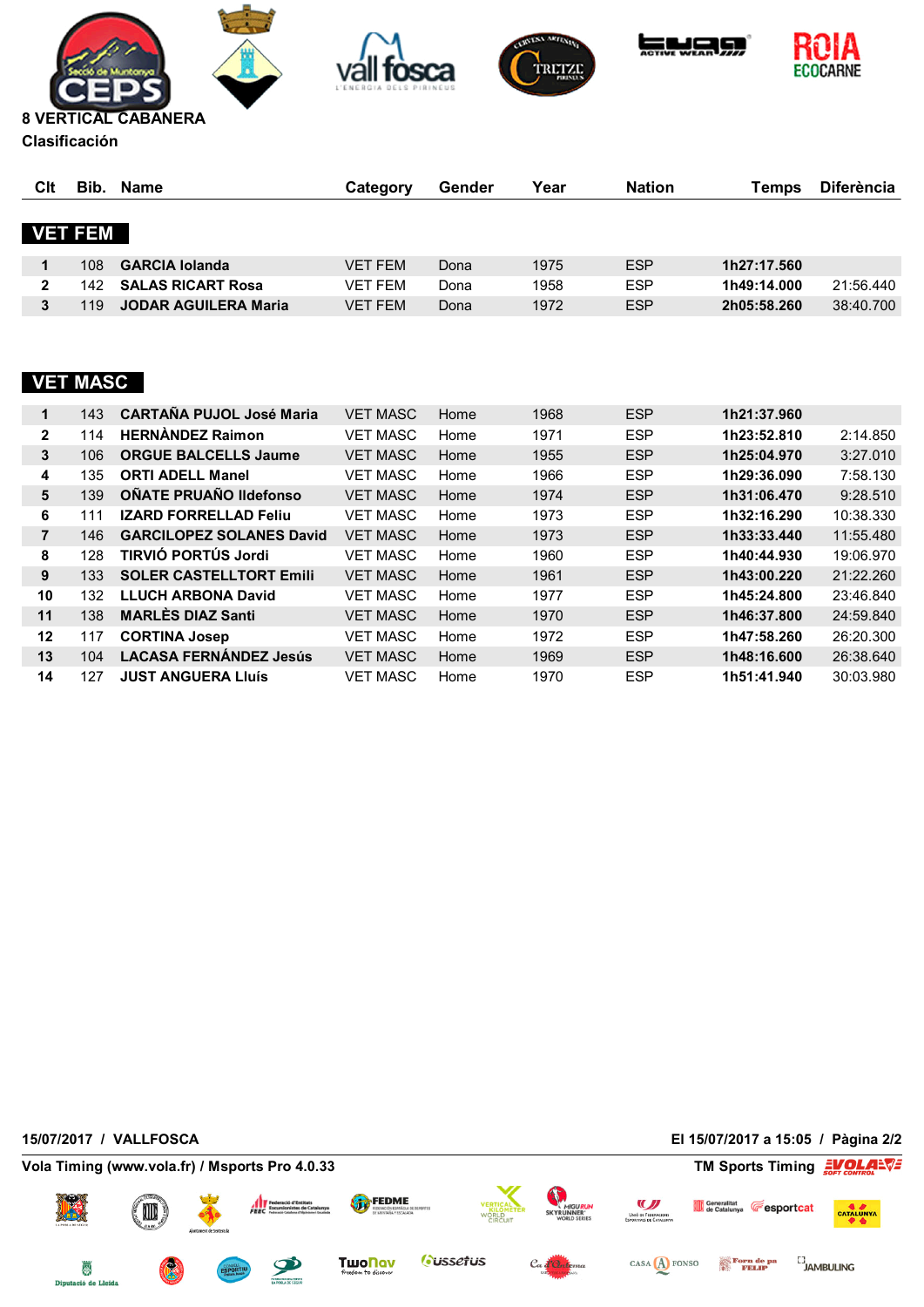# 8 VERTICAL CABANERA

**Clasificación**

## VET FEM

| Clt | Bib. | Name | Category | Gender | Year | Nation | Temps | Diferència |
|---|---|---|---|---|---|---|---|---|
| 1 | 108 | **GARCIA Iolanda** | VET FEM | Dona | 1975 | ESP | **1h27:17.560** | |
| 2 | 142 | **SALAS RICART Rosa** | VET FEM | Dona | 1958 | ESP | **1h49:14.000** | 21:56.440 |
| 3 | 119 | **JODAR AGUILERA Maria** | VET FEM | Dona | 1972 | ESP | **2h05:58.260** | 38:40.700 |

## VET MASC

| Clt | Bib. | Name | Category | Gender | Year | Nation | Temps | Diferència |
|---|---|---|---|---|---|---|---|---|
| 1 | 143 | **CARTAÑA PUJOL José Maria** | VET MASC | Home | 1968 | ESP | **1h21:37.960** | |
| 2 | 114 | **HERNÀNDEZ Raimon** | VET MASC | Home | 1971 | ESP | **1h23:52.810** | 2:14.850 |
| 3 | 106 | **ORGUE BALCELLS Jaume** | VET MASC | Home | 1955 | ESP | **1h25:04.970** | 3:27.010 |
| 4 | 135 | **ORTI ADELL Manel** | VET MASC | Home | 1966 | ESP | **1h29:36.090** | 7:58.130 |
| 5 | 139 | **OÑATE PRUAÑO Ildefonso** | VET MASC | Home | 1974 | ESP | **1h31:06.470** | 9:28.510 |
| 6 | 111 | **IZARD FORRELLAD Feliu** | VET MASC | Home | 1973 | ESP | **1h32:16.290** | 10:38.330 |
| 7 | 146 | **GARCILOPEZ SOLANES David** | VET MASC | Home | 1973 | ESP | **1h33:33.440** | 11:55.480 |
| 8 | 128 | **TIRVIÓ PORTÚS Jordi** | VET MASC | Home | 1960 | ESP | **1h40:44.930** | 19:06.970 |
| 9 | 133 | **SOLER CASTELLTORT Emili** | VET MASC | Home | 1961 | ESP | **1h43:00.220** | 21:22.260 |
| 10 | 132 | **LLUCH ARBONA David** | VET MASC | Home | 1977 | ESP | **1h45:24.800** | 23:46.840 |
| 11 | 138 | **MARLÈS DIAZ Santi** | VET MASC | Home | 1970 | ESP | **1h46:37.800** | 24:59.840 |
| 12 | 117 | **CORTINA Josep** | VET MASC | Home | 1972 | ESP | **1h47:58.260** | 26:20.300 |
| 13 | 104 | **LACASA FERNÁNDEZ Jesús** | VET MASC | Home | 1969 | ESP | **1h48:16.600** | 26:38.640 |
| 14 | 127 | **JUST ANGUERA Lluís** | VET MASC | Home | 1970 | ESP | **1h51:41.940** | 30:03.980 |

**15/07/2017 / VALLFOSCA** — **El 15/07/2017 a 15:05**

**Vola Timing (www.vola.fr) / Msports Pro 4.0.33** — **TM Sports Timing**